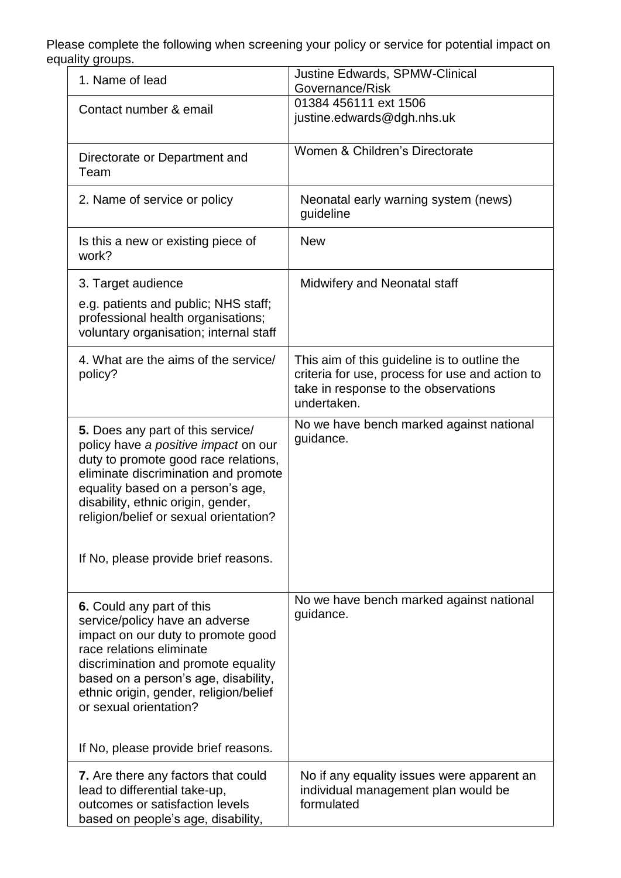Please complete the following when screening your policy or service for potential impact on equality groups.

| | |
|---|---|
| 1. Name of lead | Justine Edwards, SPMW-Clinical Governance/Risk |
| Contact number & email | 01384 456111 ext 1506<br>justine.edwards@dgh.nhs.uk |
| Directorate or Department and Team | Women & Children's Directorate |
| 2. Name of service or policy | Neonatal early warning system (news) guideline |
| Is this a new or existing piece of work? | New |
| 3. Target audience<br>e.g. patients and public; NHS staff; professional health organisations; voluntary organisation; internal staff | Midwifery and Neonatal staff |
| 4. What are the aims of the service/ policy? | This aim of this guideline is to outline the criteria for use, process for use and action to take in response to the observations undertaken. |
| **5.** Does any part of this service/ policy have *a positive impact* on our duty to promote good race relations, eliminate discrimination and promote equality based on a person's age, disability, ethnic origin, gender, religion/belief or sexual orientation?<br><br>If No, please provide brief reasons. | No we have bench marked against national guidance. |
| **6.** Could any part of this service/policy have an adverse impact on our duty to promote good race relations eliminate discrimination and promote equality based on a person's age, disability, ethnic origin, gender, religion/belief or sexual orientation?<br><br>If No, please provide brief reasons. | No we have bench marked against national guidance. |
| **7.** Are there any factors that could lead to differential take-up, outcomes or satisfaction levels based on people's age, disability, | No if any equality issues were apparent an individual management plan would be formulated |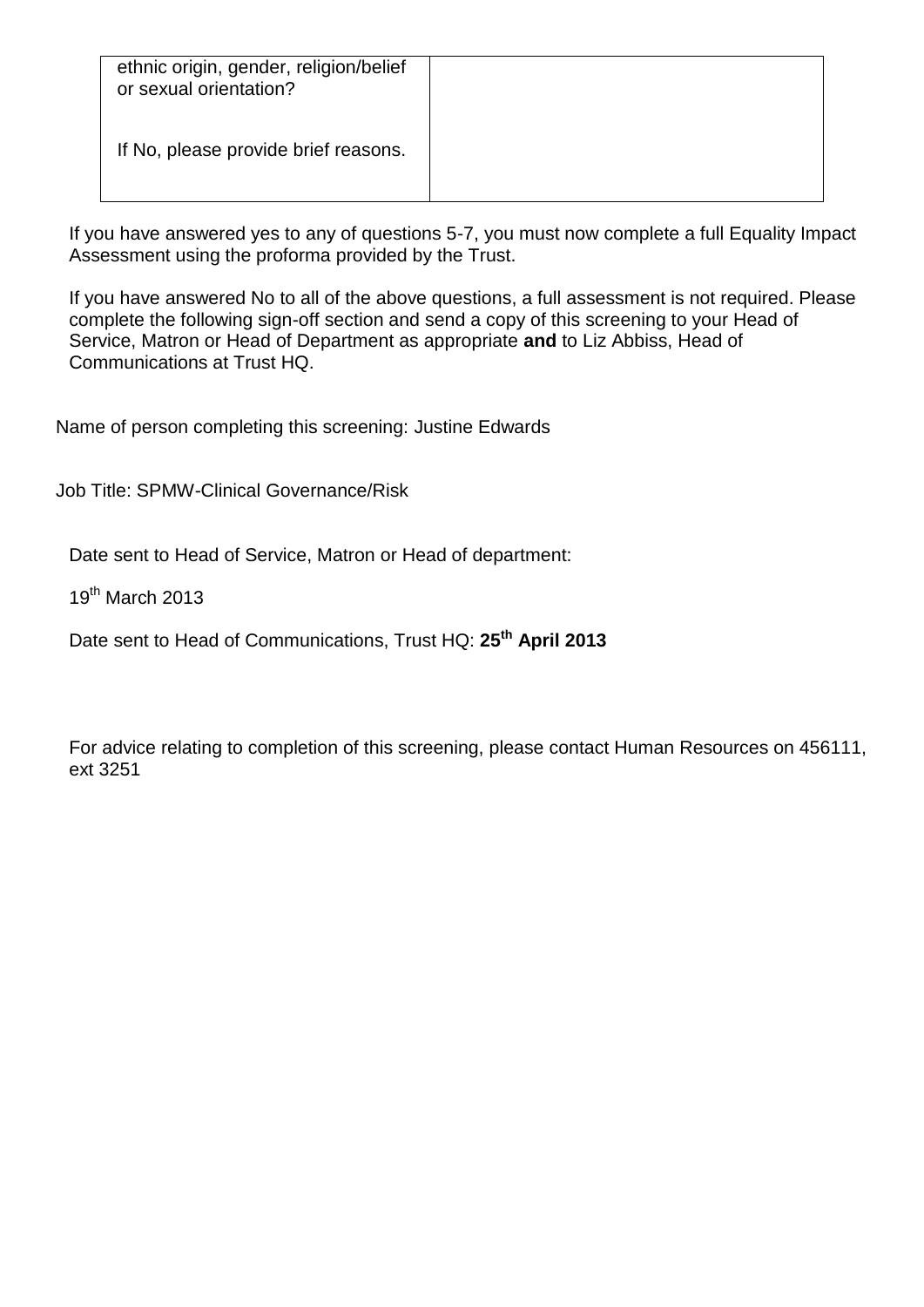| | |
|---|---|
| ethnic origin, gender, religion/belief or sexual orientation?<br><br>If No, please provide brief reasons. | |

If you have answered yes to any of questions 5-7, you must now complete a full Equality Impact Assessment using the proforma provided by the Trust.

If you have answered No to all of the above questions, a full assessment is not required. Please complete the following sign-off section and send a copy of this screening to your Head of Service, Matron or Head of Department as appropriate **and** to Liz Abbiss, Head of Communications at Trust HQ.

Name of person completing this screening: Justine Edwards

Job Title: SPMW-Clinical Governance/Risk

Date sent to Head of Service, Matron or Head of department:

19th March 2013

Date sent to Head of Communications, Trust HQ: **25th April 2013**

For advice relating to completion of this screening, please contact Human Resources on 456111, ext 3251